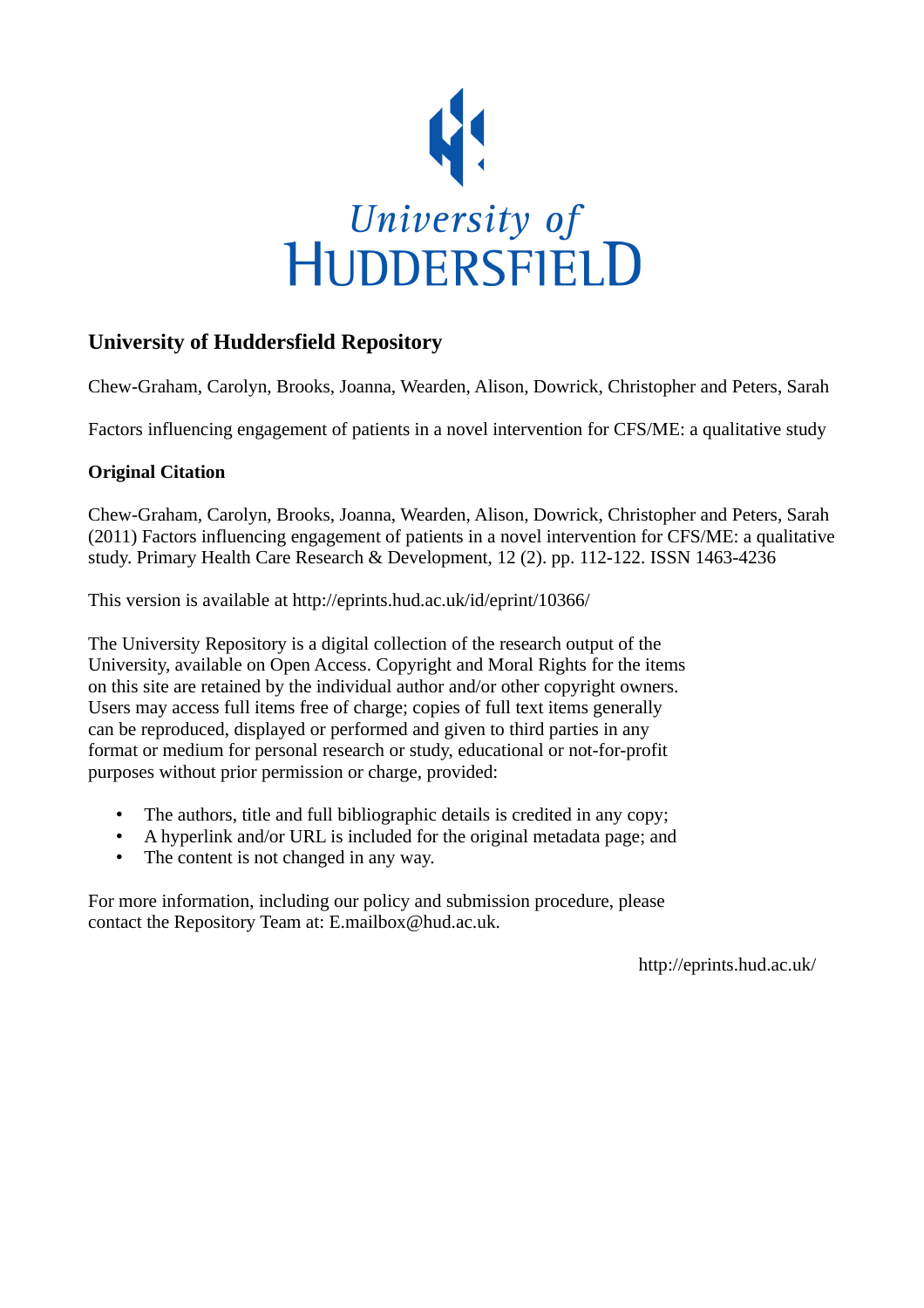University of HUDDERSFIELD

## University of Huddersfield Repository

Chew-Graham, Carolyn, Brooks, Joanna, Wearden, Alison, Dowrick, Christopher and Peters, Sarah

Factors influencing engagement of patients in a novel intervention for CFS/ME: a qualitative study

### Original Citation

Chew-Graham, Carolyn, Brooks, Joanna, Wearden, Alison, Dowrick, Christopher and Peters, Sarah (2011) Factors influencing engagement of patients in a novel intervention for CFS/ME: a qualitative study. Primary Health Care Research & Development, 12 (2). pp. 112-122. ISSN 1463-4236

This version is available at http://eprints.hud.ac.uk/id/eprint/10366/

The University Repository is a digital collection of the research output of the University, available on Open Access. Copyright and Moral Rights for the items on this site are retained by the individual author and/or other copyright owners. Users may access full items free of charge; copies of full text items generally can be reproduced, displayed or performed and given to third parties in any format or medium for personal research or study, educational or not-for-profit purposes without prior permission or charge, provided:

- The authors, title and full bibliographic details is credited in any copy;
- A hyperlink and/or URL is included for the original metadata page; and
- The content is not changed in any way.

For more information, including our policy and submission procedure, please contact the Repository Team at: E.mailbox@hud.ac.uk.

http://eprints.hud.ac.uk/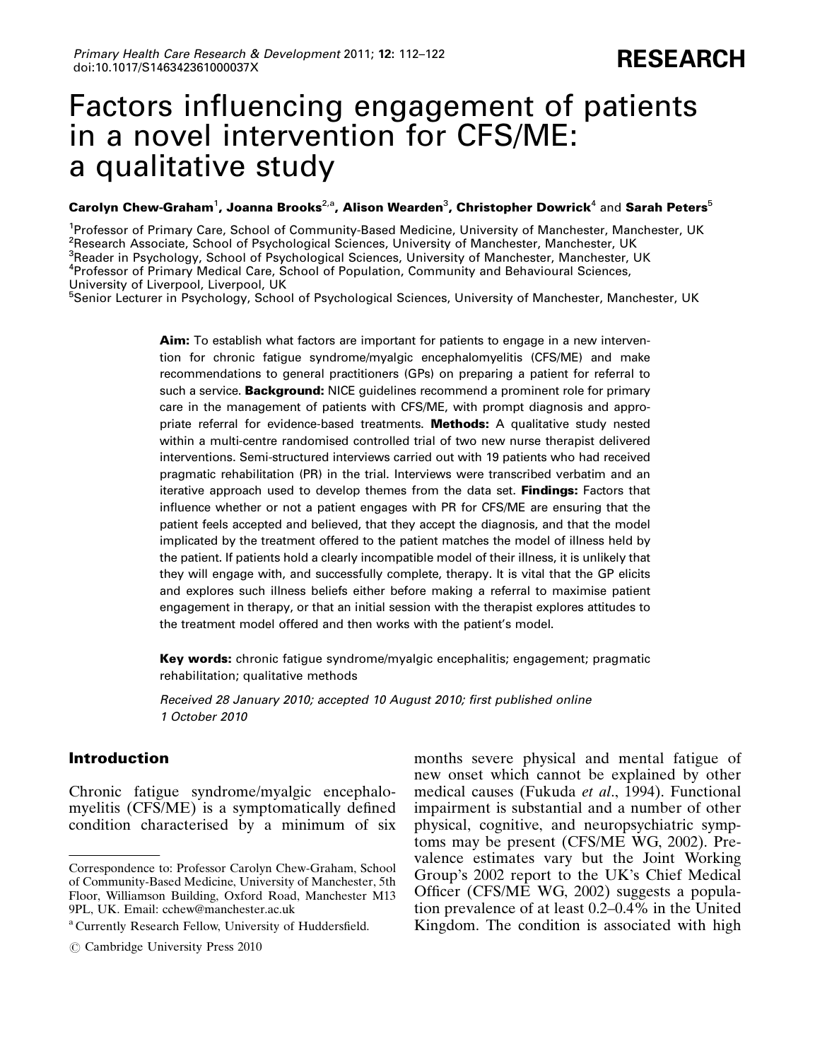# Factors influencing engagement of patients in a novel intervention for CFS/ME: a qualitative study

**Carolyn Chew-Graham**[1], **Joanna Brooks**[2,a], **Alison Wearden**[3], **Christopher Dowrick**[4] and **Sarah Peters**[5]

[1]Professor of Primary Care, School of Community-Based Medicine, University of Manchester, Manchester, UK
[2]Research Associate, School of Psychological Sciences, University of Manchester, Manchester, UK
[3]Reader in Psychology, School of Psychological Sciences, University of Manchester, Manchester, UK
[4]Professor of Primary Medical Care, School of Population, Community and Behavioural Sciences, University of Liverpool, Liverpool, UK
[5]Senior Lecturer in Psychology, School of Psychological Sciences, University of Manchester, Manchester, UK

**Aim:** To establish what factors are important for patients to engage in a new intervention for chronic fatigue syndrome/myalgic encephalomyelitis (CFS/ME) and make recommendations to general practitioners (GPs) on preparing a patient for referral to such a service. **Background:** NICE guidelines recommend a prominent role for primary care in the management of patients with CFS/ME, with prompt diagnosis and appropriate referral for evidence-based treatments. **Methods:** A qualitative study nested within a multi-centre randomised controlled trial of two new nurse therapist delivered interventions. Semi-structured interviews carried out with 19 patients who had received pragmatic rehabilitation (PR) in the trial. Interviews were transcribed verbatim and an iterative approach used to develop themes from the data set. **Findings:** Factors that influence whether or not a patient engages with PR for CFS/ME are ensuring that the patient feels accepted and believed, that they accept the diagnosis, and that the model implicated by the treatment offered to the patient matches the model of illness held by the patient. If patients hold a clearly incompatible model of their illness, it is unlikely that they will engage with, and successfully complete, therapy. It is vital that the GP elicits and explores such illness beliefs either before making a referral to maximise patient engagement in therapy, or that an initial session with the therapist explores attitudes to the treatment model offered and then works with the patient's model.

**Key words:** chronic fatigue syndrome/myalgic encephalitis; engagement; pragmatic rehabilitation; qualitative methods

*Received 28 January 2010; accepted 10 August 2010; first published online 1 October 2010*

## Introduction

Chronic fatigue syndrome/myalgic encephalomyelitis (CFS/ME) is a symptomatically defined condition characterised by a minimum of six months severe physical and mental fatigue of new onset which cannot be explained by other medical causes (Fukuda *et al*., 1994). Functional impairment is substantial and a number of other physical, cognitive, and neuropsychiatric symptoms may be present (CFS/ME WG, 2002). Prevalence estimates vary but the Joint Working Group's 2002 report to the UK's Chief Medical Officer (CFS/ME WG, 2002) suggests a population prevalence of at least 0.2–0.4% in the United Kingdom. The condition is associated with high

Correspondence to: Professor Carolyn Chew-Graham, School of Community-Based Medicine, University of Manchester, 5th Floor, Williamson Building, Oxford Road, Manchester M13 9PL, UK. Email: cchew@manchester.ac.uk

[a] Currently Research Fellow, University of Huddersfield.

© Cambridge University Press 2010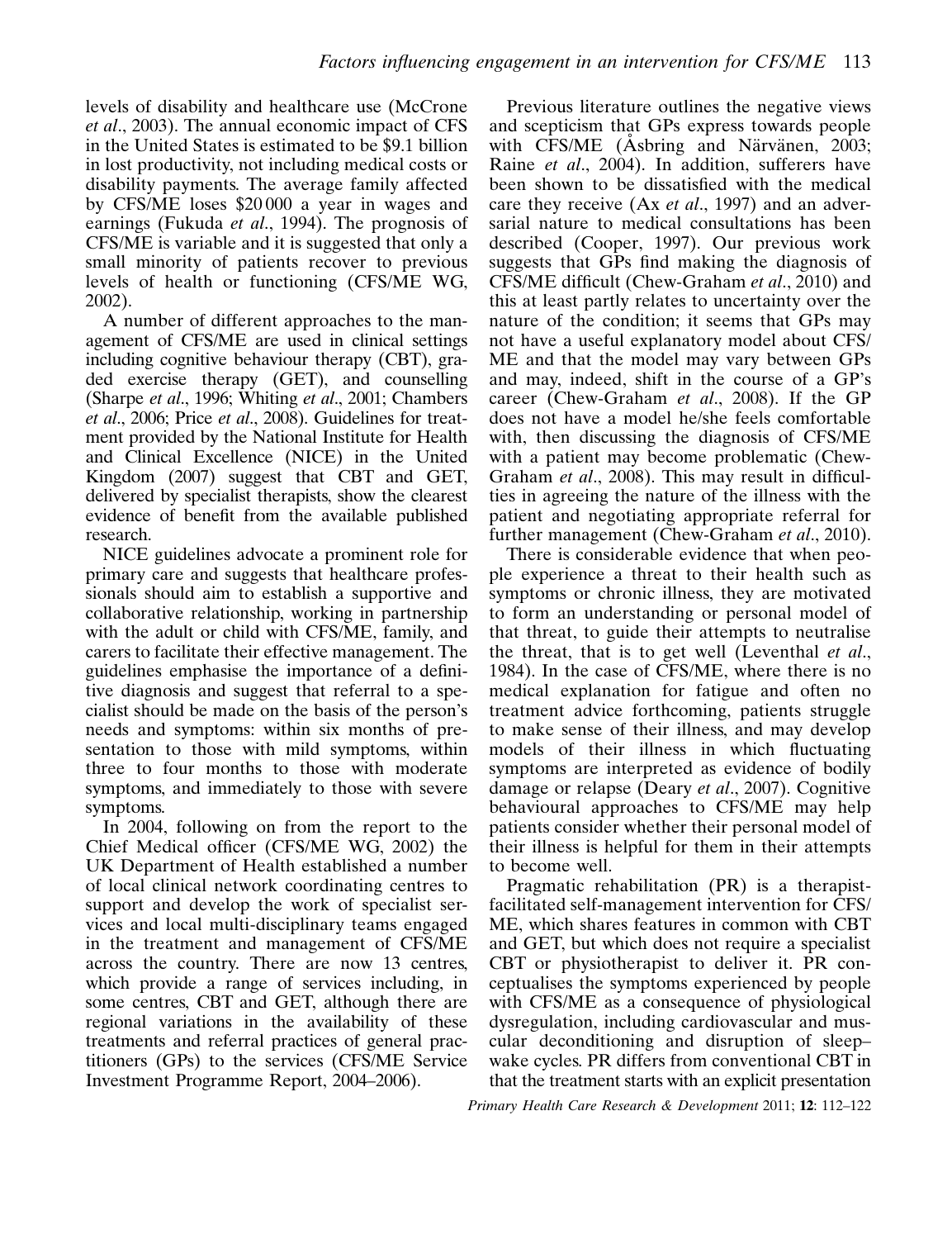levels of disability and healthcare use (McCrone *et al.*, 2003). The annual economic impact of CFS in the United States is estimated to be $9.1 billion in lost productivity, not including medical costs or disability payments. The average family affected by CFS/ME loses $20 000 a year in wages and earnings (Fukuda *et al.*, 1994). The prognosis of CFS/ME is variable and it is suggested that only a small minority of patients recover to previous levels of health or functioning (CFS/ME WG, 2002).

A number of different approaches to the management of CFS/ME are used in clinical settings including cognitive behaviour therapy (CBT), graded exercise therapy (GET), and counselling (Sharpe *et al.*, 1996; Whiting *et al.*, 2001; Chambers *et al.*, 2006; Price *et al.*, 2008). Guidelines for treatment provided by the National Institute for Health and Clinical Excellence (NICE) in the United Kingdom (2007) suggest that CBT and GET, delivered by specialist therapists, show the clearest evidence of benefit from the available published research.

NICE guidelines advocate a prominent role for primary care and suggests that healthcare professionals should aim to establish a supportive and collaborative relationship, working in partnership with the adult or child with CFS/ME, family, and carers to facilitate their effective management. The guidelines emphasise the importance of a definitive diagnosis and suggest that referral to a specialist should be made on the basis of the person's needs and symptoms: within six months of presentation to those with mild symptoms, within three to four months to those with moderate symptoms, and immediately to those with severe symptoms.

In 2004, following on from the report to the Chief Medical officer (CFS/ME WG, 2002) the UK Department of Health established a number of local clinical network coordinating centres to support and develop the work of specialist services and local multi-disciplinary teams engaged in the treatment and management of CFS/ME across the country. There are now 13 centres, which provide a range of services including, in some centres, CBT and GET, although there are regional variations in the availability of these treatments and referral practices of general practitioners (GPs) to the services (CFS/ME Service Investment Programme Report, 2004–2006).

Previous literature outlines the negative views and scepticism that GPs express towards people with CFS/ME (Åsbring and Närvänen, 2003; Raine *et al.*, 2004). In addition, sufferers have been shown to be dissatisfied with the medical care they receive (Ax *et al.*, 1997) and an adversarial nature to medical consultations has been described (Cooper, 1997). Our previous work suggests that GPs find making the diagnosis of CFS/ME difficult (Chew-Graham *et al.*, 2010) and this at least partly relates to uncertainty over the nature of the condition; it seems that GPs may not have a useful explanatory model about CFS/ME and that the model may vary between GPs and may, indeed, shift in the course of a GP's career (Chew-Graham *et al.*, 2008). If the GP does not have a model he/she feels comfortable with, then discussing the diagnosis of CFS/ME with a patient may become problematic (Chew-Graham *et al.*, 2008). This may result in difficulties in agreeing the nature of the illness with the patient and negotiating appropriate referral for further management (Chew-Graham *et al.*, 2010).

There is considerable evidence that when people experience a threat to their health such as symptoms or chronic illness, they are motivated to form an understanding or personal model of that threat, to guide their attempts to neutralise the threat, that is to get well (Leventhal *et al.*, 1984). In the case of CFS/ME, where there is no medical explanation for fatigue and often no treatment advice forthcoming, patients struggle to make sense of their illness, and may develop models of their illness in which fluctuating symptoms are interpreted as evidence of bodily damage or relapse (Deary *et al.*, 2007). Cognitive behavioural approaches to CFS/ME may help patients consider whether their personal model of their illness is helpful for them in their attempts to become well.

Pragmatic rehabilitation (PR) is a therapist-facilitated self-management intervention for CFS/ME, which shares features in common with CBT and GET, but which does not require a specialist CBT or physiotherapist to deliver it. PR conceptualises the symptoms experienced by people with CFS/ME as a consequence of physiological dysregulation, including cardiovascular and muscular deconditioning and disruption of sleep–wake cycles. PR differs from conventional CBT in that the treatment starts with an explicit presentation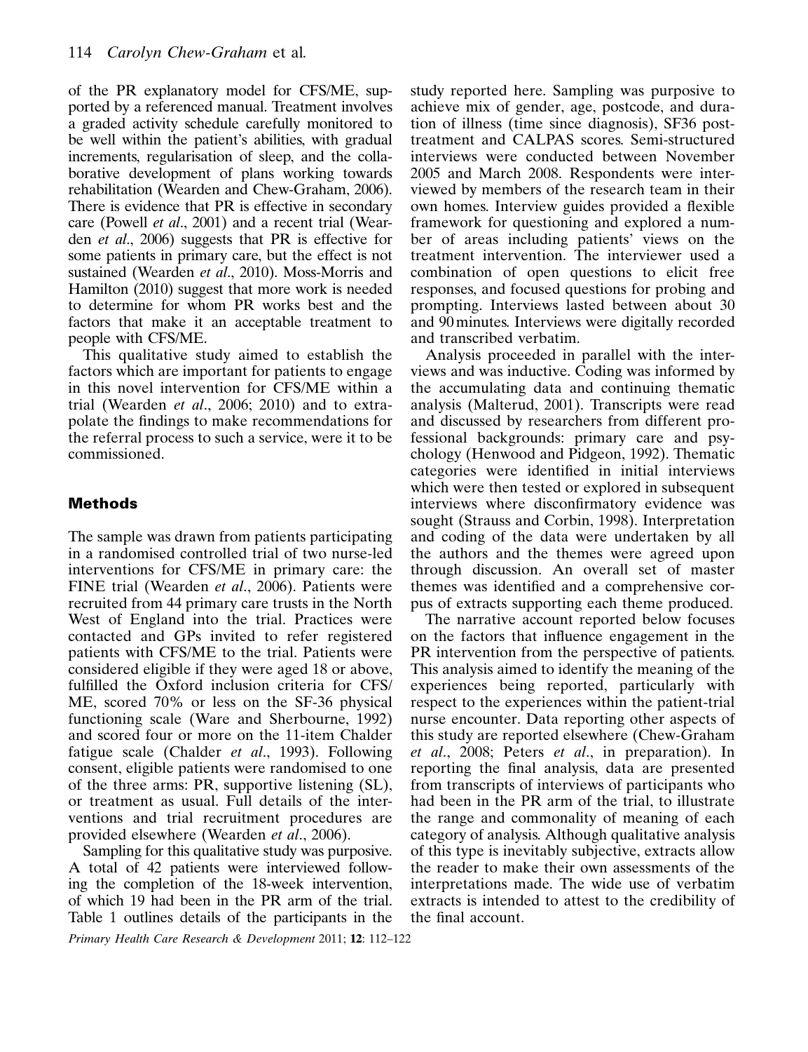of the PR explanatory model for CFS/ME, supported by a referenced manual. Treatment involves a graded activity schedule carefully monitored to be well within the patient's abilities, with gradual increments, regularisation of sleep, and the collaborative development of plans working towards rehabilitation (Wearden and Chew-Graham, 2006). There is evidence that PR is effective in secondary care (Powell *et al*., 2001) and a recent trial (Wearden *et al*., 2006) suggests that PR is effective for some patients in primary care, but the effect is not sustained (Wearden *et al*., 2010). Moss-Morris and Hamilton (2010) suggest that more work is needed to determine for whom PR works best and the factors that make it an acceptable treatment to people with CFS/ME.

This qualitative study aimed to establish the factors which are important for patients to engage in this novel intervention for CFS/ME within a trial (Wearden *et al*., 2006; 2010) and to extrapolate the findings to make recommendations for the referral process to such a service, were it to be commissioned.

## Methods

The sample was drawn from patients participating in a randomised controlled trial of two nurse-led interventions for CFS/ME in primary care: the FINE trial (Wearden *et al*., 2006). Patients were recruited from 44 primary care trusts in the North West of England into the trial. Practices were contacted and GPs invited to refer registered patients with CFS/ME to the trial. Patients were considered eligible if they were aged 18 or above, fulfilled the Oxford inclusion criteria for CFS/ME, scored 70% or less on the SF-36 physical functioning scale (Ware and Sherbourne, 1992) and scored four or more on the 11-item Chalder fatigue scale (Chalder *et al*., 1993). Following consent, eligible patients were randomised to one of the three arms: PR, supportive listening (SL), or treatment as usual. Full details of the interventions and trial recruitment procedures are provided elsewhere (Wearden *et al*., 2006).

Sampling for this qualitative study was purposive. A total of 42 patients were interviewed following the completion of the 18-week intervention, of which 19 had been in the PR arm of the trial. Table 1 outlines details of the participants in the study reported here. Sampling was purposive to achieve mix of gender, age, postcode, and duration of illness (time since diagnosis), SF36 post-treatment and CALPAS scores. Semi-structured interviews were conducted between November 2005 and March 2008. Respondents were interviewed by members of the research team in their own homes. Interview guides provided a flexible framework for questioning and explored a number of areas including patients' views on the treatment intervention. The interviewer used a combination of open questions to elicit free responses, and focused questions for probing and prompting. Interviews lasted between about 30 and 90 minutes. Interviews were digitally recorded and transcribed verbatim.

Analysis proceeded in parallel with the interviews and was inductive. Coding was informed by the accumulating data and continuing thematic analysis (Malterud, 2001). Transcripts were read and discussed by researchers from different professional backgrounds: primary care and psychology (Henwood and Pidgeon, 1992). Thematic categories were identified in initial interviews which were then tested or explored in subsequent interviews where disconfirmatory evidence was sought (Strauss and Corbin, 1998). Interpretation and coding of the data were undertaken by all the authors and the themes were agreed upon through discussion. An overall set of master themes was identified and a comprehensive corpus of extracts supporting each theme produced.

The narrative account reported below focuses on the factors that influence engagement in the PR intervention from the perspective of patients. This analysis aimed to identify the meaning of the experiences being reported, particularly with respect to the experiences within the patient-trial nurse encounter. Data reporting other aspects of this study are reported elsewhere (Chew-Graham *et al*., 2008; Peters *et al*., in preparation). In reporting the final analysis, data are presented from transcripts of interviews of participants who had been in the PR arm of the trial, to illustrate the range and commonality of meaning of each category of analysis. Although qualitative analysis of this type is inevitably subjective, extracts allow the reader to make their own assessments of the interpretations made. The wide use of verbatim extracts is intended to attest to the credibility of the final account.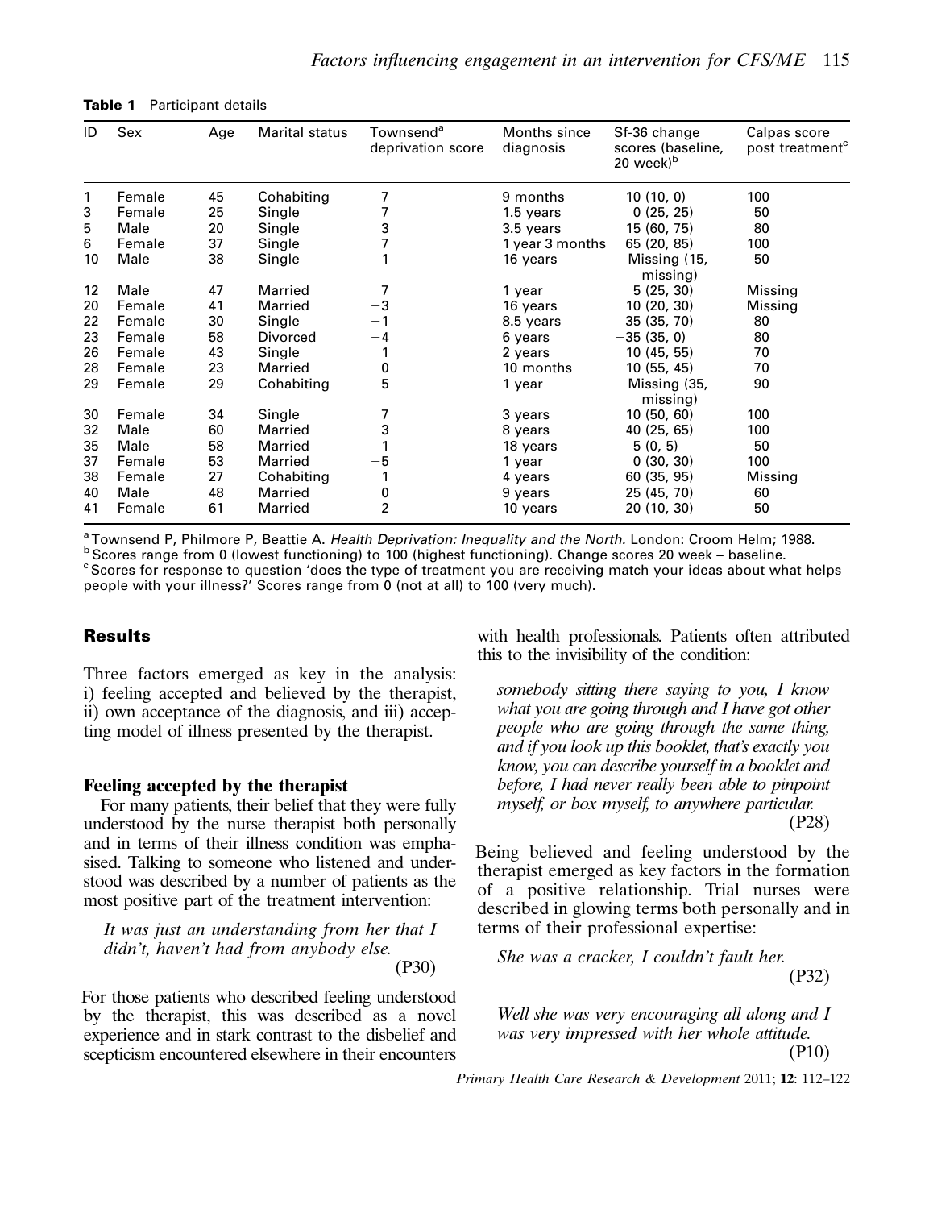**Table 1** Participant details

| ID | Sex | Age | Marital status | Townsend[a] deprivation score | Months since diagnosis | Sf-36 change scores (baseline, 20 week)[b] | Calpas score post treatment[c] |
|---|---|---|---|---|---|---|---|
| 1 | Female | 45 | Cohabiting | 7 | 9 months | −10 (10, 0) | 100 |
| 3 | Female | 25 | Single | 7 | 1.5 years | 0 (25, 25) | 50 |
| 5 | Male | 20 | Single | 3 | 3.5 years | 15 (60, 75) | 80 |
| 6 | Female | 37 | Single | 7 | 1 year 3 months | 65 (20, 85) | 100 |
| 10 | Male | 38 | Single | 1 | 16 years | Missing (15, missing) | 50 |
| 12 | Male | 47 | Married | 7 | 1 year | 5 (25, 30) | Missing |
| 20 | Female | 41 | Married | −3 | 16 years | 10 (20, 30) | Missing |
| 22 | Female | 30 | Single | −1 | 8.5 years | 35 (35, 70) | 80 |
| 23 | Female | 58 | Divorced | −4 | 6 years | −35 (35, 0) | 80 |
| 26 | Female | 43 | Single | 1 | 2 years | 10 (45, 55) | 70 |
| 28 | Female | 23 | Married | 0 | 10 months | −10 (55, 45) | 70 |
| 29 | Female | 29 | Cohabiting | 5 | 1 year | Missing (35, missing) | 90 |
| 30 | Female | 34 | Single | 7 | 3 years | 10 (50, 60) | 100 |
| 32 | Male | 60 | Married | −3 | 8 years | 40 (25, 65) | 100 |
| 35 | Male | 58 | Married | 1 | 18 years | 5 (0, 5) | 50 |
| 37 | Female | 53 | Married | −5 | 1 year | 0 (30, 30) | 100 |
| 38 | Female | 27 | Cohabiting | 1 | 4 years | 60 (35, 95) | Missing |
| 40 | Male | 48 | Married | 0 | 9 years | 25 (45, 70) | 60 |
| 41 | Female | 61 | Married | 2 | 10 years | 20 (10, 30) | 50 |

[a] Townsend P, Philmore P, Beattie A. *Health Deprivation: Inequality and the North.* London: Croom Helm; 1988.
[b] Scores range from 0 (lowest functioning) to 100 (highest functioning). Change scores 20 week – baseline.
[c] Scores for response to question 'does the type of treatment you are receiving match your ideas about what helps people with your illness?' Scores range from 0 (not at all) to 100 (very much).

## Results

Three factors emerged as key in the analysis: i) feeling accepted and believed by the therapist, ii) own acceptance of the diagnosis, and iii) accepting model of illness presented by the therapist.

### Feeling accepted by the therapist

For many patients, their belief that they were fully understood by the nurse therapist both personally and in terms of their illness condition was emphasised. Talking to someone who listened and understood was described by a number of patients as the most positive part of the treatment intervention:

> *It was just an understanding from her that I didn't, haven't had from anybody else.* (P30)

For those patients who described feeling understood by the therapist, this was described as a novel experience and in stark contrast to the disbelief and scepticism encountered elsewhere in their encounters with health professionals. Patients often attributed this to the invisibility of the condition:

> *somebody sitting there saying to you, I know what you are going through and I have got other people who are going through the same thing, and if you look up this booklet, that's exactly you know, you can describe yourself in a booklet and before, I had never really been able to pinpoint myself, or box myself, to anywhere particular.* (P28)

Being believed and feeling understood by the therapist emerged as key factors in the formation of a positive relationship. Trial nurses were described in glowing terms both personally and in terms of their professional expertise:

> *She was a cracker, I couldn't fault her.* (P32)

> *Well she was very encouraging all along and I was very impressed with her whole attitude.* (P10)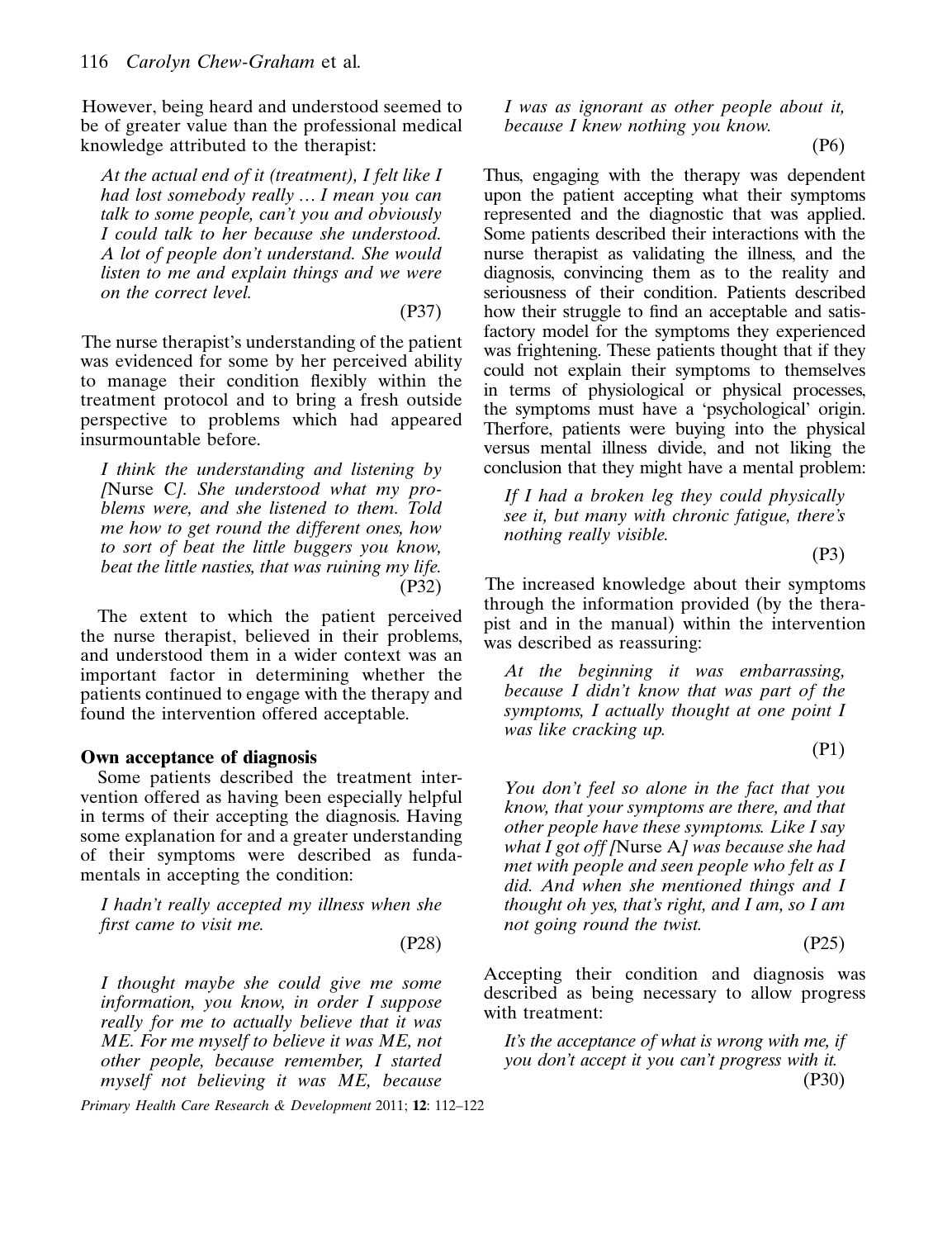However, being heard and understood seemed to be of greater value than the professional medical knowledge attributed to the therapist:

> *At the actual end of it (treatment), I felt like I had lost somebody really … I mean you can talk to some people, can't you and obviously I could talk to her because she understood. A lot of people don't understand. She would listen to me and explain things and we were on the correct level.*
>
> (P37)

The nurse therapist's understanding of the patient was evidenced for some by her perceived ability to manage their condition flexibly within the treatment protocol and to bring a fresh outside perspective to problems which had appeared insurmountable before.

> *I think the understanding and listening by [*Nurse C*]. She understood what my problems were, and she listened to them. Told me how to get round the different ones, how to sort of beat the little buggers you know, beat the little nasties, that was ruining my life.*
>
> (P32)

The extent to which the patient perceived the nurse therapist, believed in their problems, and understood them in a wider context was an important factor in determining whether the patients continued to engage with the therapy and found the intervention offered acceptable.

**Own acceptance of diagnosis**

Some patients described the treatment intervention offered as having been especially helpful in terms of their accepting the diagnosis. Having some explanation for and a greater understanding of their symptoms were described as fundamentals in accepting the condition:

> *I hadn't really accepted my illness when she first came to visit me.*
>
> (P28)

> *I thought maybe she could give me some information, you know, in order I suppose really for me to actually believe that it was ME. For me myself to believe it was ME, not other people, because remember, I started myself not believing it was ME, because I was as ignorant as other people about it, because I knew nothing you know.*
>
> (P6)

Thus, engaging with the therapy was dependent upon the patient accepting what their symptoms represented and the diagnostic that was applied. Some patients described their interactions with the nurse therapist as validating the illness, and the diagnosis, convincing them as to the reality and seriousness of their condition. Patients described how their struggle to find an acceptable and satisfactory model for the symptoms they experienced was frightening. These patients thought that if they could not explain their symptoms to themselves in terms of physiological or physical processes, the symptoms must have a 'psychological' origin. Therfore, patients were buying into the physical versus mental illness divide, and not liking the conclusion that they might have a mental problem:

> *If I had a broken leg they could physically see it, but many with chronic fatigue, there's nothing really visible.*
>
> (P3)

The increased knowledge about their symptoms through the information provided (by the therapist and in the manual) within the intervention was described as reassuring:

> *At the beginning it was embarrassing, because I didn't know that was part of the symptoms, I actually thought at one point I was like cracking up.*
>
> (P1)

> *You don't feel so alone in the fact that you know, that your symptoms are there, and that other people have these symptoms. Like I say what I got off [*Nurse A*] was because she had met with people and seen people who felt as I did. And when she mentioned things and I thought oh yes, that's right, and I am, so I am not going round the twist.*
>
> (P25)

Accepting their condition and diagnosis was described as being necessary to allow progress with treatment:

> *It's the acceptance of what is wrong with me, if you don't accept it you can't progress with it.*
>
> (P30)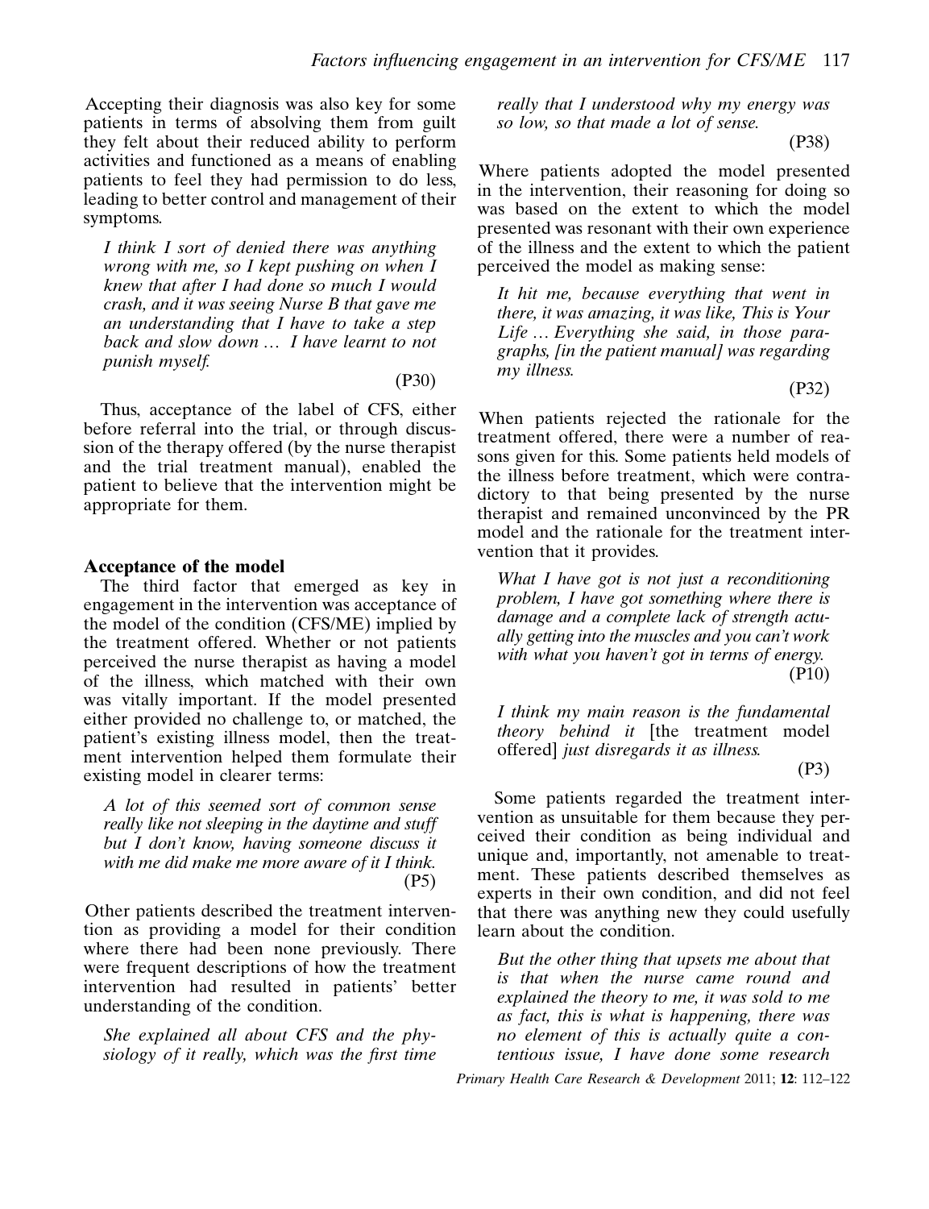Accepting their diagnosis was also key for some patients in terms of absolving them from guilt they felt about their reduced ability to perform activities and functioned as a means of enabling patients to feel they had permission to do less, leading to better control and management of their symptoms.

> *I think I sort of denied there was anything wrong with me, so I kept pushing on when I knew that after I had done so much I would crash, and it was seeing Nurse B that gave me an understanding that I have to take a step back and slow down … I have learnt to not punish myself.*
>
> (P30)

Thus, acceptance of the label of CFS, either before referral into the trial, or through discussion of the therapy offered (by the nurse therapist and the trial treatment manual), enabled the patient to believe that the intervention might be appropriate for them.

### Acceptance of the model

The third factor that emerged as key in engagement in the intervention was acceptance of the model of the condition (CFS/ME) implied by the treatment offered. Whether or not patients perceived the nurse therapist as having a model of the illness, which matched with their own was vitally important. If the model presented either provided no challenge to, or matched, the patient's existing illness model, then the treatment intervention helped them formulate their existing model in clearer terms:

> *A lot of this seemed sort of common sense really like not sleeping in the daytime and stuff but I don't know, having someone discuss it with me did make me more aware of it I think.*
>
> (P5)

Other patients described the treatment intervention as providing a model for their condition where there had been none previously. There were frequent descriptions of how the treatment intervention had resulted in patients' better understanding of the condition.

> *She explained all about CFS and the physiology of it really, which was the first time really that I understood why my energy was so low, so that made a lot of sense.*
>
> (P38)

Where patients adopted the model presented in the intervention, their reasoning for doing so was based on the extent to which the model presented was resonant with their own experience of the illness and the extent to which the patient perceived the model as making sense:

> *It hit me, because everything that went in there, it was amazing, it was like, This is Your Life … Everything she said, in those paragraphs, [in the patient manual] was regarding my illness.*
>
> (P32)

When patients rejected the rationale for the treatment offered, there were a number of reasons given for this. Some patients held models of the illness before treatment, which were contradictory to that being presented by the nurse therapist and remained unconvinced by the PR model and the rationale for the treatment intervention that it provides.

> *What I have got is not just a reconditioning problem, I have got something where there is damage and a complete lack of strength actually getting into the muscles and you can't work with what you haven't got in terms of energy.*
>
> (P10)

> *I think my main reason is the fundamental theory behind it* [the treatment model offered] *just disregards it as illness.*
>
> (P3)

Some patients regarded the treatment intervention as unsuitable for them because they perceived their condition as being individual and unique and, importantly, not amenable to treatment. These patients described themselves as experts in their own condition, and did not feel that there was anything new they could usefully learn about the condition.

> *But the other thing that upsets me about that is that when the nurse came round and explained the theory to me, it was sold to me as fact, this is what is happening, there was no element of this is actually quite a contentious issue, I have done some research*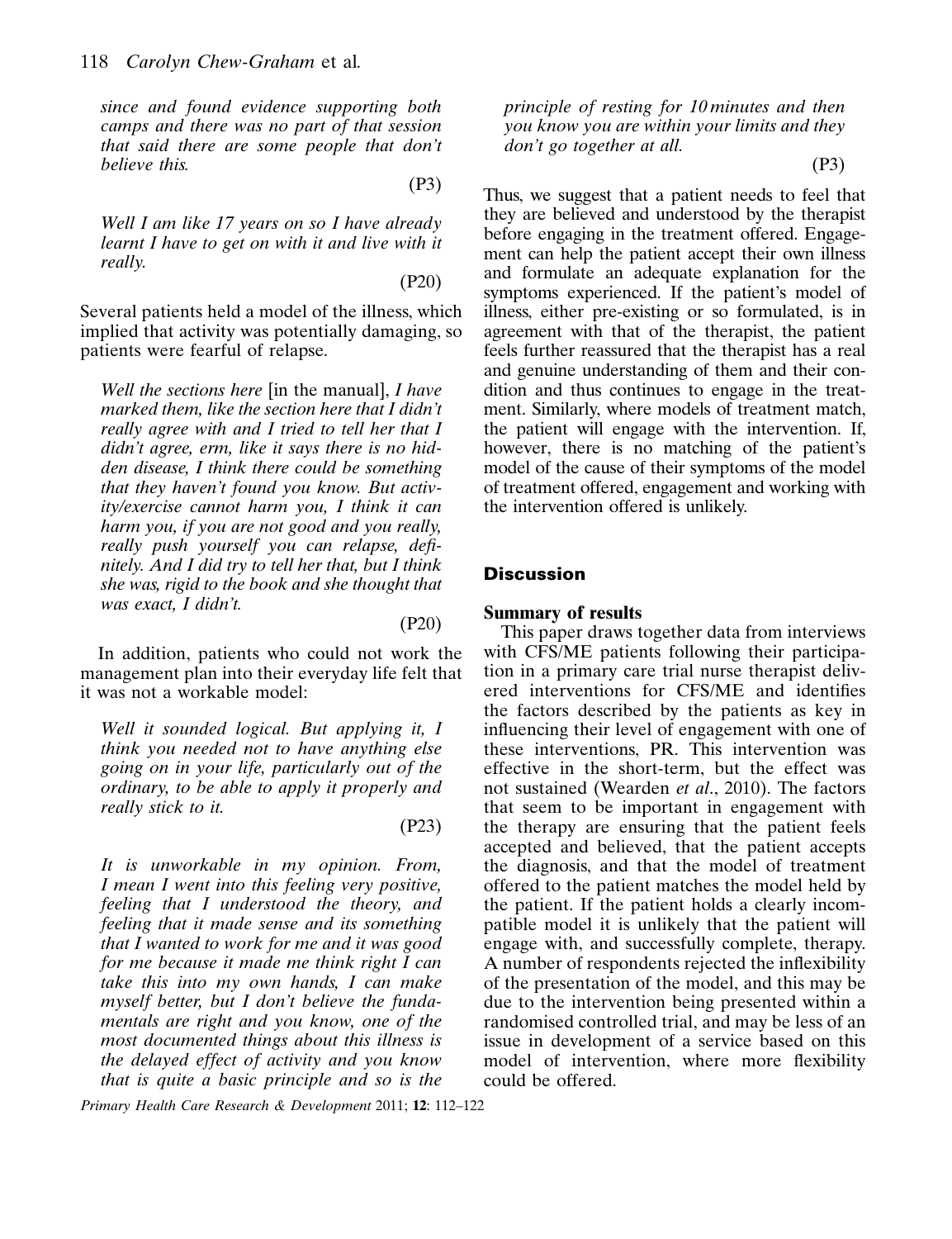*since and found evidence supporting both camps and there was no part of that session that said there are some people that don't believe this.*

(P3)

*Well I am like 17 years on so I have already learnt I have to get on with it and live with it really.*

(P20)

Several patients held a model of the illness, which implied that activity was potentially damaging, so patients were fearful of relapse.

*Well the sections here* [in the manual], *I have marked them, like the section here that I didn't really agree with and I tried to tell her that I didn't agree, erm, like it says there is no hidden disease, I think there could be something that they haven't found you know. But activity/exercise cannot harm you, I think it can harm you, if you are not good and you really, really push yourself you can relapse, definitely. And I did try to tell her that, but I think she was, rigid to the book and she thought that was exact, I didn't.*

(P20)

In addition, patients who could not work the management plan into their everyday life felt that it was not a workable model:

*Well it sounded logical. But applying it, I think you needed not to have anything else going on in your life, particularly out of the ordinary, to be able to apply it properly and really stick to it.*

(P23)

*It is unworkable in my opinion. From, I mean I went into this feeling very positive, feeling that I understood the theory, and feeling that it made sense and its something that I wanted to work for me and it was good for me because it made me think right I can take this into my own hands, I can make myself better, but I don't believe the fundamentals are right and you know, one of the most documented things about this illness is the delayed effect of activity and you know that is quite a basic principle and so is the principle of resting for 10 minutes and then you know you are within your limits and they don't go together at all.*

(P3)

Thus, we suggest that a patient needs to feel that they are believed and understood by the therapist before engaging in the treatment offered. Engagement can help the patient accept their own illness and formulate an adequate explanation for the symptoms experienced. If the patient's model of illness, either pre-existing or so formulated, is in agreement with that of the therapist, the patient feels further reassured that the therapist has a real and genuine understanding of them and their condition and thus continues to engage in the treatment. Similarly, where models of treatment match, the patient will engage with the intervention. If, however, there is no matching of the patient's model of the cause of their symptoms of the model of treatment offered, engagement and working with the intervention offered is unlikely.

## Discussion

### Summary of results

This paper draws together data from interviews with CFS/ME patients following their participation in a primary care trial nurse therapist delivered interventions for CFS/ME and identifies the factors described by the patients as key in influencing their level of engagement with one of these interventions, PR. This intervention was effective in the short-term, but the effect was not sustained (Wearden *et al*., 2010). The factors that seem to be important in engagement with the therapy are ensuring that the patient feels accepted and believed, that the patient accepts the diagnosis, and that the model of treatment offered to the patient matches the model held by the patient. If the patient holds a clearly incompatible model it is unlikely that the patient will engage with, and successfully complete, therapy. A number of respondents rejected the inflexibility of the presentation of the model, and this may be due to the intervention being presented within a randomised controlled trial, and may be less of an issue in development of a service based on this model of intervention, where more flexibility could be offered.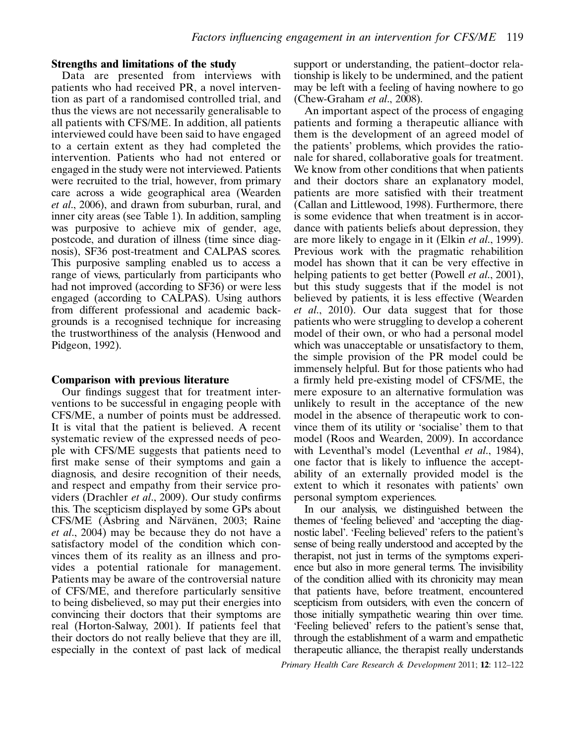### Strengths and limitations of the study

Data are presented from interviews with patients who had received PR, a novel intervention as part of a randomised controlled trial, and thus the views are not necessarily generalisable to all patients with CFS/ME. In addition, all patients interviewed could have been said to have engaged to a certain extent as they had completed the intervention. Patients who had not entered or engaged in the study were not interviewed. Patients were recruited to the trial, however, from primary care across a wide geographical area (Wearden *et al*., 2006), and drawn from suburban, rural, and inner city areas (see Table 1). In addition, sampling was purposive to achieve mix of gender, age, postcode, and duration of illness (time since diagnosis), SF36 post-treatment and CALPAS scores. This purposive sampling enabled us to access a range of views, particularly from participants who had not improved (according to SF36) or were less engaged (according to CALPAS). Using authors from different professional and academic backgrounds is a recognised technique for increasing the trustworthiness of the analysis (Henwood and Pidgeon, 1992).

### Comparison with previous literature

Our findings suggest that for treatment interventions to be successful in engaging people with CFS/ME, a number of points must be addressed. It is vital that the patient is believed. A recent systematic review of the expressed needs of people with CFS/ME suggests that patients need to first make sense of their symptoms and gain a diagnosis, and desire recognition of their needs, and respect and empathy from their service providers (Drachler *et al*., 2009). Our study confirms this. The scepticism displayed by some GPs about CFS/ME (Åsbring and Närvänen, 2003; Raine *et al*., 2004) may be because they do not have a satisfactory model of the condition which convinces them of its reality as an illness and provides a potential rationale for management. Patients may be aware of the controversial nature of CFS/ME, and therefore particularly sensitive to being disbelieved, so may put their energies into convincing their doctors that their symptoms are real (Horton-Salway, 2001). If patients feel that their doctors do not really believe that they are ill, especially in the context of past lack of medical support or understanding, the patient–doctor relationship is likely to be undermined, and the patient may be left with a feeling of having nowhere to go (Chew-Graham *et al*., 2008).

An important aspect of the process of engaging patients and forming a therapeutic alliance with them is the development of an agreed model of the patients' problems, which provides the rationale for shared, collaborative goals for treatment. We know from other conditions that when patients and their doctors share an explanatory model, patients are more satisfied with their treatment (Callan and Littlewood, 1998). Furthermore, there is some evidence that when treatment is in accordance with patients beliefs about depression, they are more likely to engage in it (Elkin *et al*., 1999). Previous work with the pragmatic rehabilition model has shown that it can be very effective in helping patients to get better (Powell *et al*., 2001), but this study suggests that if the model is not believed by patients, it is less effective (Wearden *et al*., 2010). Our data suggest that for those patients who were struggling to develop a coherent model of their own, or who had a personal model which was unacceptable or unsatisfactory to them, the simple provision of the PR model could be immensely helpful. But for those patients who had a firmly held pre-existing model of CFS/ME, the mere exposure to an alternative formulation was unlikely to result in the acceptance of the new model in the absence of therapeutic work to convince them of its utility or 'socialise' them to that model (Roos and Wearden, 2009). In accordance with Leventhal's model (Leventhal *et al*., 1984), one factor that is likely to influence the acceptability of an externally provided model is the extent to which it resonates with patients' own personal symptom experiences.

In our analysis, we distinguished between the themes of 'feeling believed' and 'accepting the diagnostic label'. 'Feeling believed' refers to the patient's sense of being really understood and accepted by the therapist, not just in terms of the symptoms experience but also in more general terms. The invisibility of the condition allied with its chronicity may mean that patients have, before treatment, encountered scepticism from outsiders, with even the concern of those initially sympathetic wearing thin over time. 'Feeling believed' refers to the patient's sense that, through the establishment of a warm and empathetic therapeutic alliance, the therapist really understands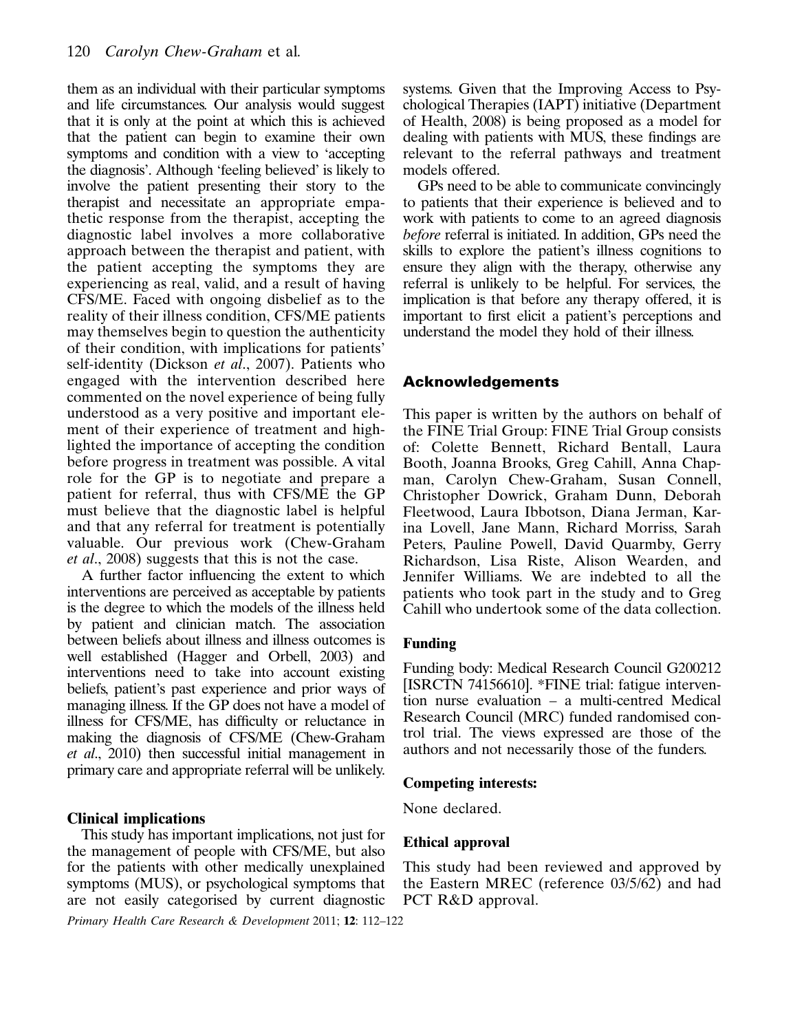them as an individual with their particular symptoms and life circumstances. Our analysis would suggest that it is only at the point at which this is achieved that the patient can begin to examine their own symptoms and condition with a view to 'accepting the diagnosis'. Although 'feeling believed' is likely to involve the patient presenting their story to the therapist and necessitate an appropriate empathetic response from the therapist, accepting the diagnostic label involves a more collaborative approach between the therapist and patient, with the patient accepting the symptoms they are experiencing as real, valid, and a result of having CFS/ME. Faced with ongoing disbelief as to the reality of their illness condition, CFS/ME patients may themselves begin to question the authenticity of their condition, with implications for patients' self-identity (Dickson *et al*., 2007). Patients who engaged with the intervention described here commented on the novel experience of being fully understood as a very positive and important element of their experience of treatment and highlighted the importance of accepting the condition before progress in treatment was possible. A vital role for the GP is to negotiate and prepare a patient for referral, thus with CFS/ME the GP must believe that the diagnostic label is helpful and that any referral for treatment is potentially valuable. Our previous work (Chew-Graham *et al*., 2008) suggests that this is not the case.

A further factor influencing the extent to which interventions are perceived as acceptable by patients is the degree to which the models of the illness held by patient and clinician match. The association between beliefs about illness and illness outcomes is well established (Hagger and Orbell, 2003) and interventions need to take into account existing beliefs, patient's past experience and prior ways of managing illness. If the GP does not have a model of illness for CFS/ME, has difficulty or reluctance in making the diagnosis of CFS/ME (Chew-Graham *et al*., 2010) then successful initial management in primary care and appropriate referral will be unlikely.

### Clinical implications

This study has important implications, not just for the management of people with CFS/ME, but also for the patients with other medically unexplained symptoms (MUS), or psychological symptoms that are not easily categorised by current diagnostic systems. Given that the Improving Access to Psychological Therapies (IAPT) initiative (Department of Health, 2008) is being proposed as a model for dealing with patients with MUS, these findings are relevant to the referral pathways and treatment models offered.

GPs need to be able to communicate convincingly to patients that their experience is believed and to work with patients to come to an agreed diagnosis *before* referral is initiated. In addition, GPs need the skills to explore the patient's illness cognitions to ensure they align with the therapy, otherwise any referral is unlikely to be helpful. For services, the implication is that before any therapy offered, it is important to first elicit a patient's perceptions and understand the model they hold of their illness.

## Acknowledgements

This paper is written by the authors on behalf of the FINE Trial Group: FINE Trial Group consists of: Colette Bennett, Richard Bentall, Laura Booth, Joanna Brooks, Greg Cahill, Anna Chapman, Carolyn Chew-Graham, Susan Connell, Christopher Dowrick, Graham Dunn, Deborah Fleetwood, Laura Ibbotson, Diana Jerman, Karina Lovell, Jane Mann, Richard Morriss, Sarah Peters, Pauline Powell, David Quarmby, Gerry Richardson, Lisa Riste, Alison Wearden, and Jennifer Williams. We are indebted to all the patients who took part in the study and to Greg Cahill who undertook some of the data collection.

### Funding

Funding body: Medical Research Council G200212 [ISRCTN 74156610]. *FINE trial: fatigue intervention nurse evaluation – a multi-centred Medical Research Council (MRC) funded randomised control trial. The views expressed are those of the authors and not necessarily those of the funders.

### Competing interests:

None declared.

### Ethical approval

This study had been reviewed and approved by the Eastern MREC (reference 03/5/62) and had PCT R&D approval.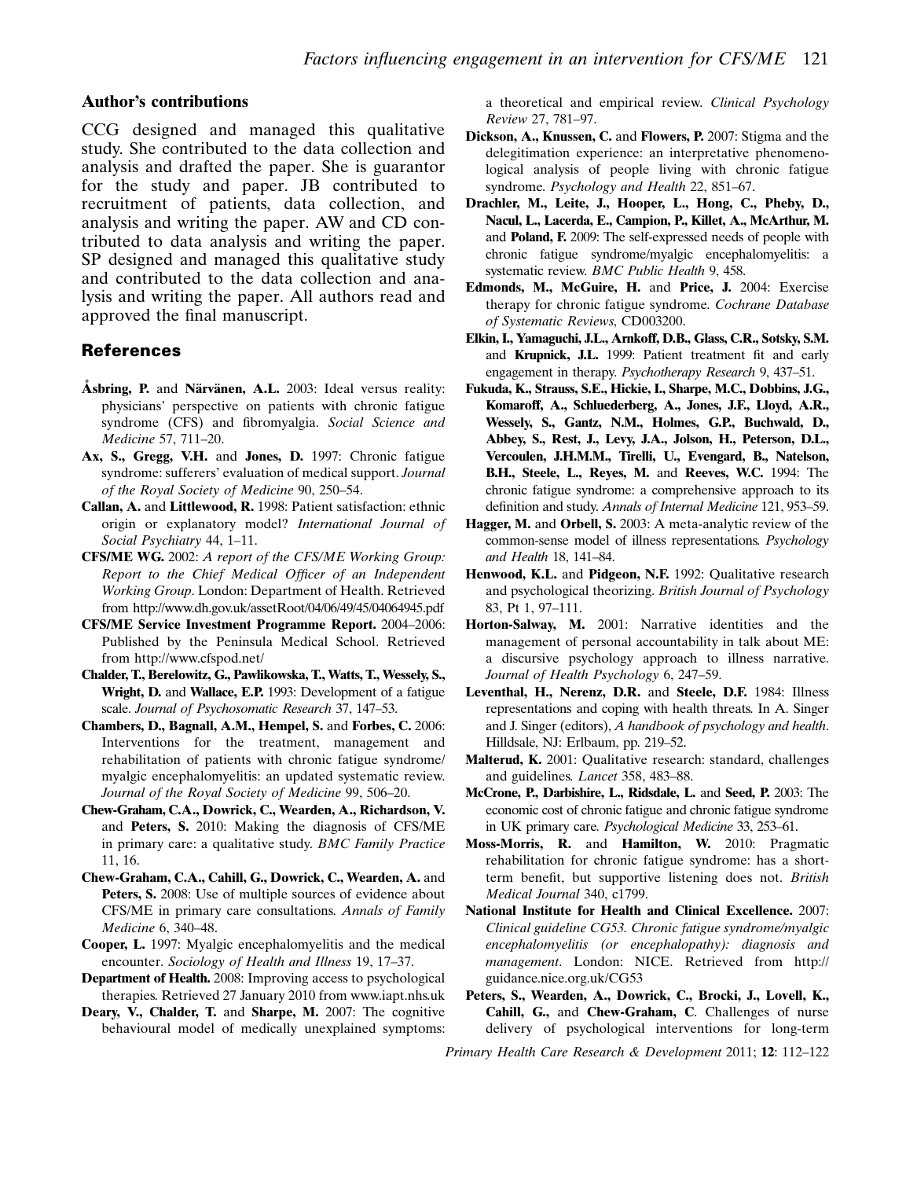### Author's contributions

CCG designed and managed this qualitative study. She contributed to the data collection and analysis and drafted the paper. She is guarantor for the study and paper. JB contributed to recruitment of patients, data collection, and analysis and writing the paper. AW and CD contributed to data analysis and writing the paper. SP designed and managed this qualitative study and contributed to the data collection and analysis and writing the paper. All authors read and approved the final manuscript.

## References

**Åsbring, P.** and **Närvänen, A.L.** 2003: Ideal versus reality: physicians' perspective on patients with chronic fatigue syndrome (CFS) and fibromyalgia. *Social Science and Medicine* 57, 711–20.

**Ax, S., Gregg, V.H.** and **Jones, D.** 1997: Chronic fatigue syndrome: sufferers' evaluation of medical support. *Journal of the Royal Society of Medicine* 90, 250–54.

**Callan, A.** and **Littlewood, R.** 1998: Patient satisfaction: ethnic origin or explanatory model? *International Journal of Social Psychiatry* 44, 1–11.

**CFS/ME WG.** 2002: *A report of the CFS/ME Working Group: Report to the Chief Medical Officer of an Independent Working Group*. London: Department of Health. Retrieved from http://www.dh.gov.uk/assetRoot/04/06/49/45/04064945.pdf

**CFS/ME Service Investment Programme Report.** 2004–2006: Published by the Peninsula Medical School. Retrieved from http://www.cfspod.net/

**Chalder, T., Berelowitz, G., Pawlikowska, T., Watts, T., Wessely, S., Wright, D.** and **Wallace, E.P.** 1993: Development of a fatigue scale. *Journal of Psychosomatic Research* 37, 147–53.

**Chambers, D., Bagnall, A.M., Hempel, S.** and **Forbes, C.** 2006: Interventions for the treatment, management and rehabilitation of patients with chronic fatigue syndrome/ myalgic encephalomyelitis: an updated systematic review. *Journal of the Royal Society of Medicine* 99, 506–20.

**Chew-Graham, C.A., Dowrick, C., Wearden, A., Richardson, V.** and **Peters, S.** 2010: Making the diagnosis of CFS/ME in primary care: a qualitative study. *BMC Family Practice* 11, 16.

**Chew-Graham, C.A., Cahill, G., Dowrick, C., Wearden, A.** and **Peters, S.** 2008: Use of multiple sources of evidence about CFS/ME in primary care consultations. *Annals of Family Medicine* 6, 340–48.

**Cooper, L.** 1997: Myalgic encephalomyelitis and the medical encounter. *Sociology of Health and Illness* 19, 17–37.

**Department of Health.** 2008: Improving access to psychological therapies. Retrieved 27 January 2010 from www.iapt.nhs.uk

**Deary, V., Chalder, T.** and **Sharpe, M.** 2007: The cognitive behavioural model of medically unexplained symptoms: a theoretical and empirical review. *Clinical Psychology Review* 27, 781–97.

**Dickson, A., Knussen, C.** and **Flowers, P.** 2007: Stigma and the delegitimation experience: an interpretative phenomenological analysis of people living with chronic fatigue syndrome. *Psychology and Health* 22, 851–67.

**Drachler, M., Leite, J., Hooper, L., Hong, C., Pheby, D., Nacul, L., Lacerda, E., Campion, P., Killet, A., McArthur, M.** and **Poland, F.** 2009: The self-expressed needs of people with chronic fatigue syndrome/myalgic encephalomyelitis: a systematic review. *BMC Public Health* 9, 458.

**Edmonds, M., McGuire, H.** and **Price, J.** 2004: Exercise therapy for chronic fatigue syndrome. *Cochrane Database of Systematic Reviews*, CD003200.

**Elkin, I., Yamaguchi, J.L., Arnkoff, D.B., Glass, C.R., Sotsky, S.M.** and **Krupnick, J.L.** 1999: Patient treatment fit and early engagement in therapy. *Psychotherapy Research* 9, 437–51.

**Fukuda, K., Strauss, S.E., Hickie, I., Sharpe, M.C., Dobbins, J.G., Komaroff, A., Schluederberg, A., Jones, J.F., Lloyd, A.R., Wessely, S., Gantz, N.M., Holmes, G.P., Buchwald, D., Abbey, S., Rest, J., Levy, J.A., Jolson, H., Peterson, D.L., Vercoulen, J.H.M.M., Tirelli, U., Evengard, B., Natelson, B.H., Steele, L., Reyes, M.** and **Reeves, W.C.** 1994: The chronic fatigue syndrome: a comprehensive approach to its definition and study. *Annals of Internal Medicine* 121, 953–59.

**Hagger, M.** and **Orbell, S.** 2003: A meta-analytic review of the common-sense model of illness representations. *Psychology and Health* 18, 141–84.

**Henwood, K.L.** and **Pidgeon, N.F.** 1992: Qualitative research and psychological theorizing. *British Journal of Psychology* 83, Pt 1, 97–111.

**Horton-Salway, M.** 2001: Narrative identities and the management of personal accountability in talk about ME: a discursive psychology approach to illness narrative. *Journal of Health Psychology* 6, 247–59.

**Leventhal, H., Nerenz, D.R.** and **Steele, D.F.** 1984: Illness representations and coping with health threats. In A. Singer and J. Singer (editors), *A handbook of psychology and health*. Hilldsale, NJ: Erlbaum, pp. 219–52.

**Malterud, K.** 2001: Qualitative research: standard, challenges and guidelines. *Lancet* 358, 483–88.

**McCrone, P., Darbishire, L., Ridsdale, L.** and **Seed, P.** 2003: The economic cost of chronic fatigue and chronic fatigue syndrome in UK primary care. *Psychological Medicine* 33, 253–61.

**Moss-Morris, R.** and **Hamilton, W.** 2010: Pragmatic rehabilitation for chronic fatigue syndrome: has a short-term benefit, but supportive listening does not. *British Medical Journal* 340, c1799.

**National Institute for Health and Clinical Excellence.** 2007: *Clinical guideline CG53. Chronic fatigue syndrome/myalgic encephalomyelitis (or encephalopathy): diagnosis and management*. London: NICE. Retrieved from http://guidance.nice.org.uk/CG53

**Peters, S., Wearden, A., Dowrick, C., Brocki, J., Lovell, K., Cahill, G.,** and **Chew-Graham, C**. Challenges of nurse delivery of psychological interventions for long-term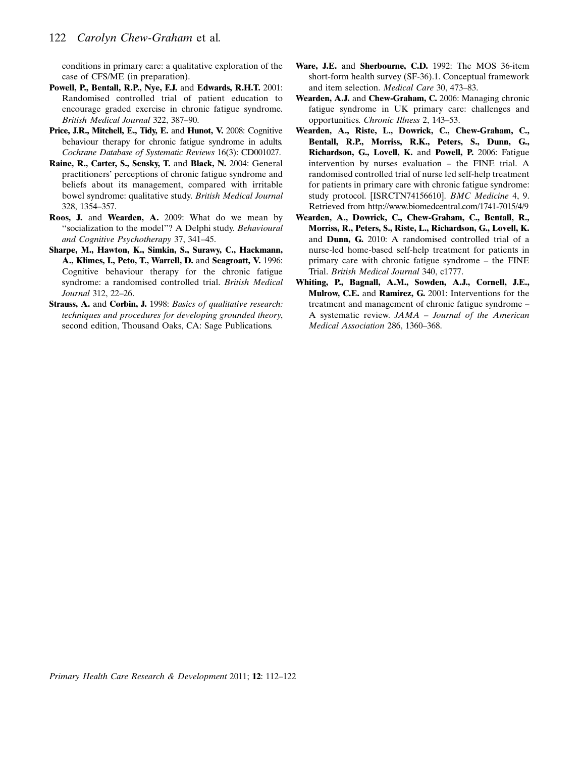conditions in primary care: a qualitative exploration of the case of CFS/ME (in preparation).

**Powell, P., Bentall, R.P., Nye, F.J.** and **Edwards, R.H.T.** 2001: Randomised controlled trial of patient education to encourage graded exercise in chronic fatigue syndrome. *British Medical Journal* 322, 387–90.

**Price, J.R., Mitchell, E., Tidy, E.** and **Hunot, V.** 2008: Cognitive behaviour therapy for chronic fatigue syndrome in adults. *Cochrane Database of Systematic Reviews* 16(3): CD001027.

**Raine, R., Carter, S., Sensky, T.** and **Black, N.** 2004: General practitioners' perceptions of chronic fatigue syndrome and beliefs about its management, compared with irritable bowel syndrome: qualitative study. *British Medical Journal* 328, 1354–357.

**Roos, J.** and **Wearden, A.** 2009: What do we mean by ''socialization to the model''? A Delphi study. *Behavioural and Cognitive Psychotherapy* 37, 341–45.

**Sharpe, M., Hawton, K., Simkin, S., Surawy, C., Hackmann, A., Klimes, I., Peto, T., Warrell, D.** and **Seagroatt, V.** 1996: Cognitive behaviour therapy for the chronic fatigue syndrome: a randomised controlled trial. *British Medical Journal* 312, 22–26.

**Strauss, A.** and **Corbin, J.** 1998: *Basics of qualitative research: techniques and procedures for developing grounded theory*, second edition, Thousand Oaks, CA: Sage Publications.

**Ware, J.E.** and **Sherbourne, C.D.** 1992: The MOS 36-item short-form health survey (SF-36).1. Conceptual framework and item selection. *Medical Care* 30, 473–83.

**Wearden, A.J.** and **Chew-Graham, C.** 2006: Managing chronic fatigue syndrome in UK primary care: challenges and opportunities. *Chronic Illness* 2, 143–53.

**Wearden, A., Riste, L., Dowrick, C., Chew-Graham, C., Bentall, R.P., Morriss, R.K., Peters, S., Dunn, G., Richardson, G., Lovell, K.** and **Powell, P.** 2006: Fatigue intervention by nurses evaluation – the FINE trial. A randomised controlled trial of nurse led self-help treatment for patients in primary care with chronic fatigue syndrome: study protocol. [ISRCTN74156610]. *BMC Medicine* 4, 9. Retrieved from http://www.biomedcentral.com/1741-7015/4/9

**Wearden, A., Dowrick, C., Chew-Graham, C., Bentall, R., Morriss, R., Peters, S., Riste, L., Richardson, G., Lovell, K.** and **Dunn, G.** 2010: A randomised controlled trial of a nurse-led home-based self-help treatment for patients in primary care with chronic fatigue syndrome – the FINE Trial. *British Medical Journal* 340, c1777.

**Whiting, P., Bagnall, A.M., Sowden, A.J., Cornell, J.E., Mulrow, C.E.** and **Ramirez, G.** 2001: Interventions for the treatment and management of chronic fatigue syndrome – A systematic review. *JAMA – Journal of the American Medical Association* 286, 1360–368.